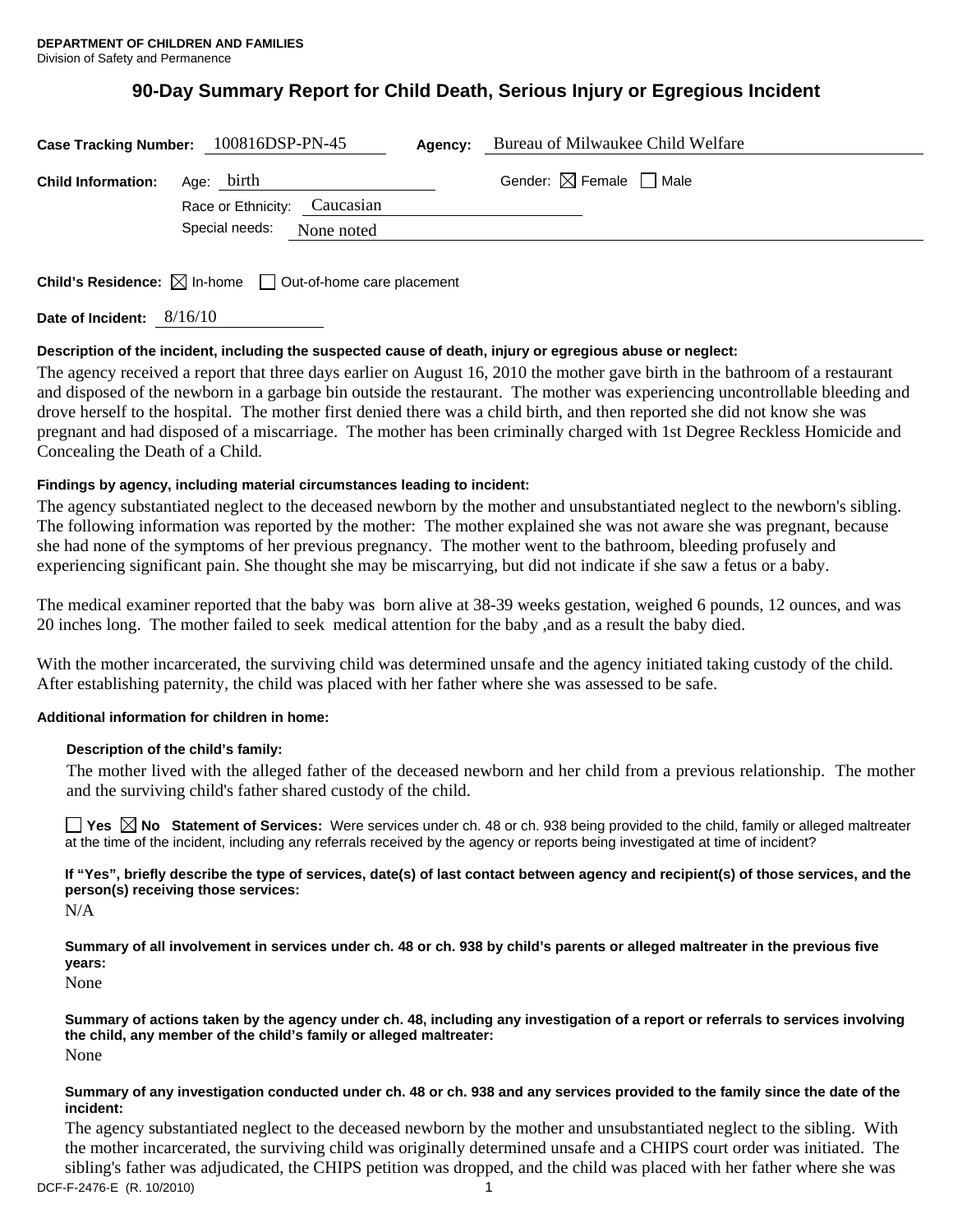**DEPARTMENT OF CHILDREN AND FAMILIES**
Division of Safety and Permanence

# 90-Day Summary Report for Child Death, Serious Injury or Egregious Incident

**Case Tracking Number:** 100816DSP-PN-45 **Agency:** Bureau of Milwaukee Child Welfare

**Child Information:** Age: birth Gender: ☒ Female ☐ Male

Race or Ethnicity: Caucasian

Special needs: None noted

**Child's Residence:** ☒ In-home ☐ Out-of-home care placement

**Date of Incident:** 8/16/10

**Description of the incident, including the suspected cause of death, injury or egregious abuse or neglect:**

The agency received a report that three days earlier on August 16, 2010 the mother gave birth in the bathroom of a restaurant and disposed of the newborn in a garbage bin outside the restaurant. The mother was experiencing uncontrollable bleeding and drove herself to the hospital. The mother first denied there was a child birth, and then reported she did not know she was pregnant and had disposed of a miscarriage. The mother has been criminally charged with 1st Degree Reckless Homicide and Concealing the Death of a Child.

**Findings by agency, including material circumstances leading to incident:**

The agency substantiated neglect to the deceased newborn by the mother and unsubstantiated neglect to the newborn's sibling. The following information was reported by the mother: The mother explained she was not aware she was pregnant, because she had none of the symptoms of her previous pregnancy. The mother went to the bathroom, bleeding profusely and experiencing significant pain. She thought she may be miscarrying, but did not indicate if she saw a fetus or a baby.

The medical examiner reported that the baby was born alive at 38-39 weeks gestation, weighed 6 pounds, 12 ounces, and was 20 inches long. The mother failed to seek medical attention for the baby ,and as a result the baby died.

With the mother incarcerated, the surviving child was determined unsafe and the agency initiated taking custody of the child. After establishing paternity, the child was placed with her father where she was assessed to be safe.

**Additional information for children in home:**

**Description of the child's family:**

The mother lived with the alleged father of the deceased newborn and her child from a previous relationship. The mother and the surviving child's father shared custody of the child.

☐ **Yes** ☒ **No Statement of Services:** Were services under ch. 48 or ch. 938 being provided to the child, family or alleged maltreater at the time of the incident, including any referrals received by the agency or reports being investigated at time of incident?

**If "Yes", briefly describe the type of services, date(s) of last contact between agency and recipient(s) of those services, and the person(s) receiving those services:**

N/A

**Summary of all involvement in services under ch. 48 or ch. 938 by child's parents or alleged maltreater in the previous five years:**

None

**Summary of actions taken by the agency under ch. 48, including any investigation of a report or referrals to services involving the child, any member of the child's family or alleged maltreater:**

None

**Summary of any investigation conducted under ch. 48 or ch. 938 and any services provided to the family since the date of the incident:**

The agency substantiated neglect to the deceased newborn by the mother and unsubstantiated neglect to the sibling. With the mother incarcerated, the surviving child was originally determined unsafe and a CHIPS court order was initiated. The sibling's father was adjudicated, the CHIPS petition was dropped, and the child was placed with her father where she was

DCF-F-2476-E (R. 10/2010)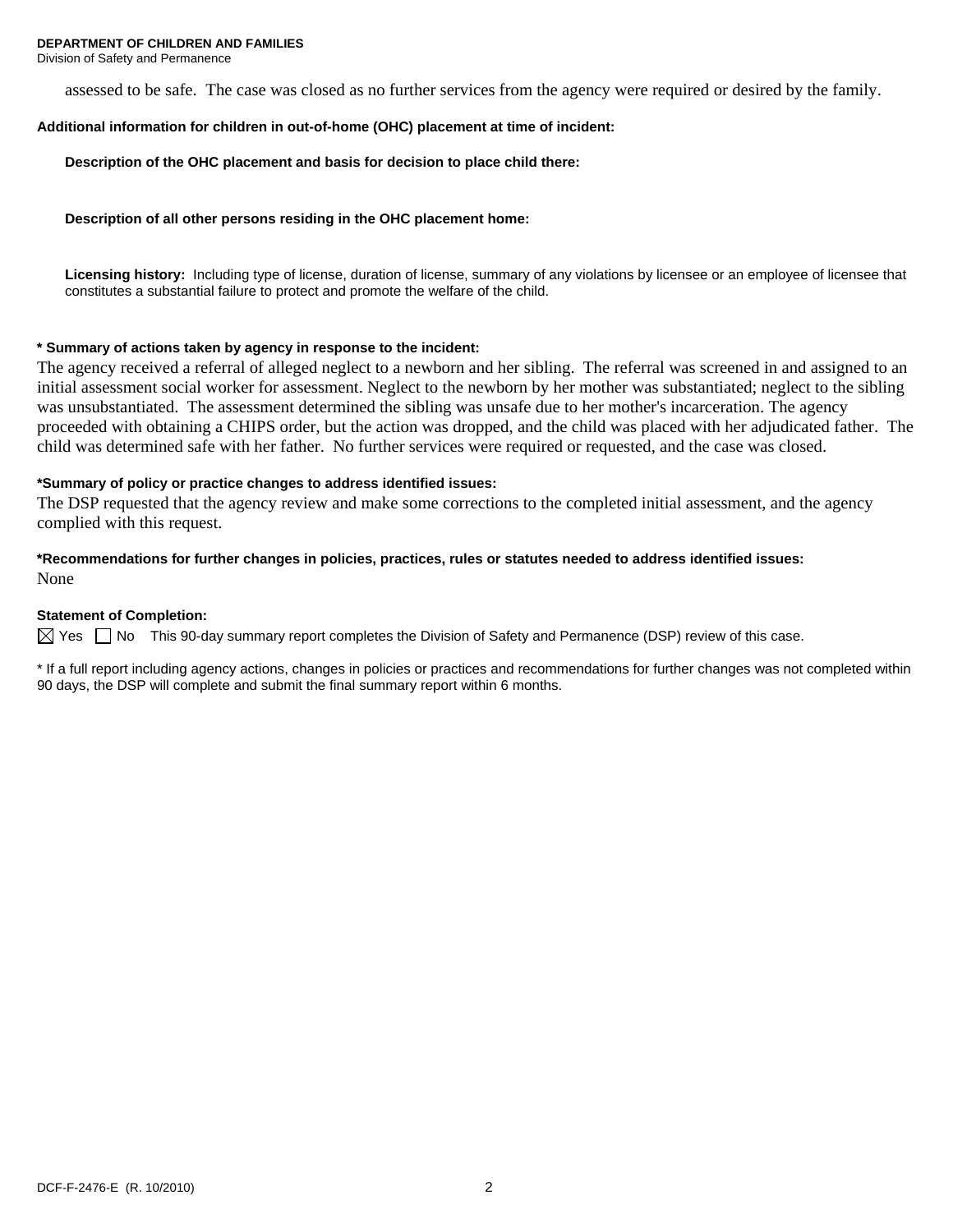assessed to be safe. The case was closed as no further services from the agency were required or desired by the family.

**Additional information for children in out-of-home (OHC) placement at time of incident:**

**Description of the OHC placement and basis for decision to place child there:**

**Description of all other persons residing in the OHC placement home:**

**Licensing history:** Including type of license, duration of license, summary of any violations by licensee or an employee of licensee that constitutes a substantial failure to protect and promote the welfare of the child.

**\* Summary of actions taken by agency in response to the incident:**

The agency received a referral of alleged neglect to a newborn and her sibling. The referral was screened in and assigned to an initial assessment social worker for assessment. Neglect to the newborn by her mother was substantiated; neglect to the sibling was unsubstantiated. The assessment determined the sibling was unsafe due to her mother's incarceration. The agency proceeded with obtaining a CHIPS order, but the action was dropped, and the child was placed with her adjudicated father. The child was determined safe with her father. No further services were required or requested, and the case was closed.

**\*Summary of policy or practice changes to address identified issues:**

The DSP requested that the agency review and make some corrections to the completed initial assessment, and the agency complied with this request.

**\*Recommendations for further changes in policies, practices, rules or statutes needed to address identified issues:**

None

**Statement of Completion:**

☒ Yes ☐ No This 90-day summary report completes the Division of Safety and Permanence (DSP) review of this case.

\* If a full report including agency actions, changes in policies or practices and recommendations for further changes was not completed within 90 days, the DSP will complete and submit the final summary report within 6 months.